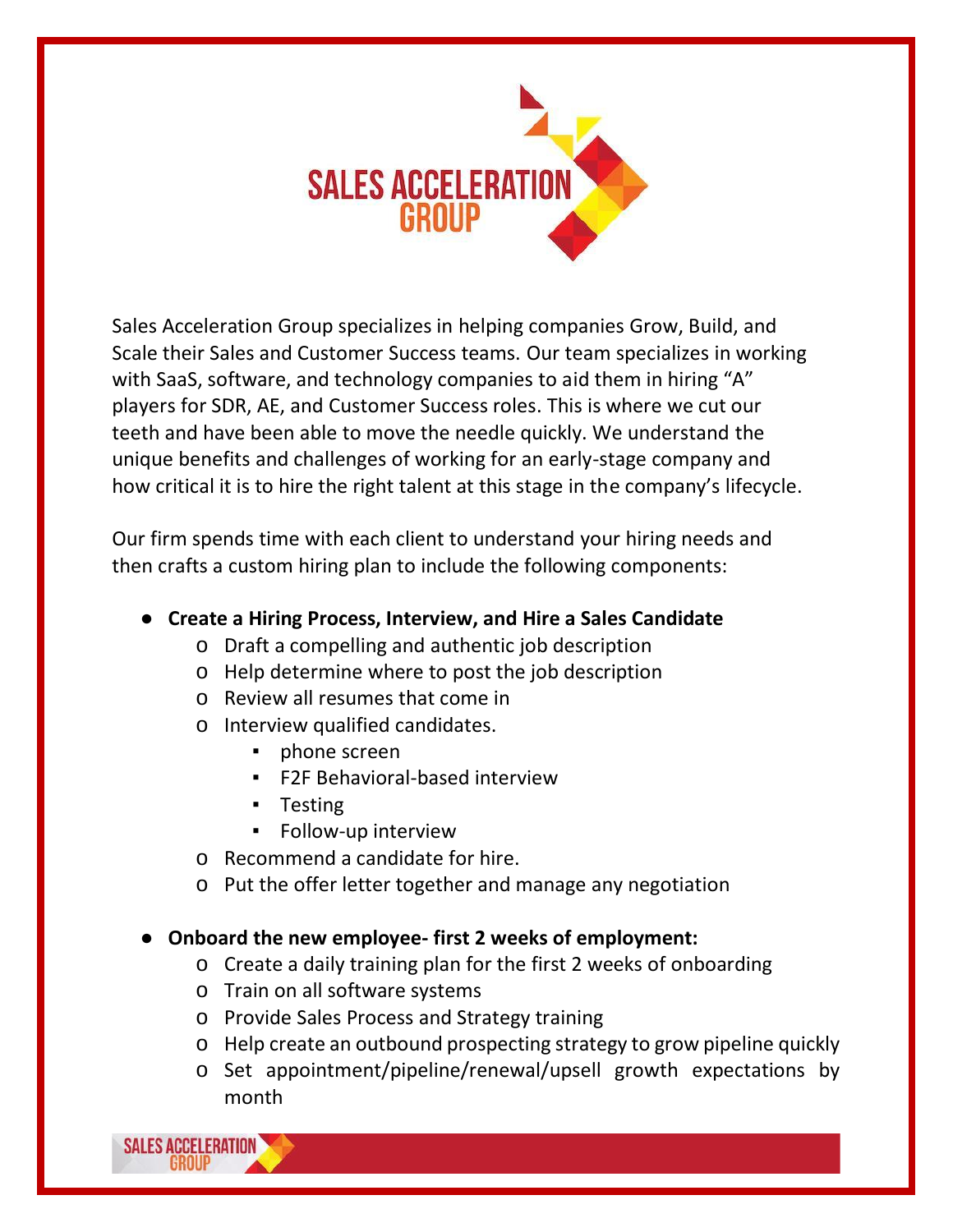Sales Acceleration Group specializes in helping companies Grow, Build, and Scale their Sales and Customer Success teams. Our team specializes in working with SaaS, software, and technology companies to aid them in hiring "A" players for SDR, AE, and Customer Success roles. This is where we cut our teeth and have been able to move the needle quickly. We understand the unique benefits and challenges of working for an early-stage company and how critical it is to hire the right talent at this stage in the company's lifecycle.

Our firm spends time with each client to understand your hiring needs and then crafts a custom hiring plan to include the following components:

- **Create a Hiring Process, Interview, and Hire a Sales Candidate**
    - Draft a compelling and authentic job description
    - Help determine where to post the job description
    - Review all resumes that come in
    - Interview qualified candidates.
        - phone screen
        - F2F Behavioral-based interview
        - Testing
        - Follow-up interview
    - Recommend a candidate for hire.
    - Put the offer letter together and manage any negotiation

- **Onboard the new employee- first 2 weeks of employment:**
    - Create a daily training plan for the first 2 weeks of onboarding
    - Train on all software systems
    - Provide Sales Process and Strategy training
    - Help create an outbound prospecting strategy to grow pipeline quickly
    - Set appointment/pipeline/renewal/upsell growth expectations by month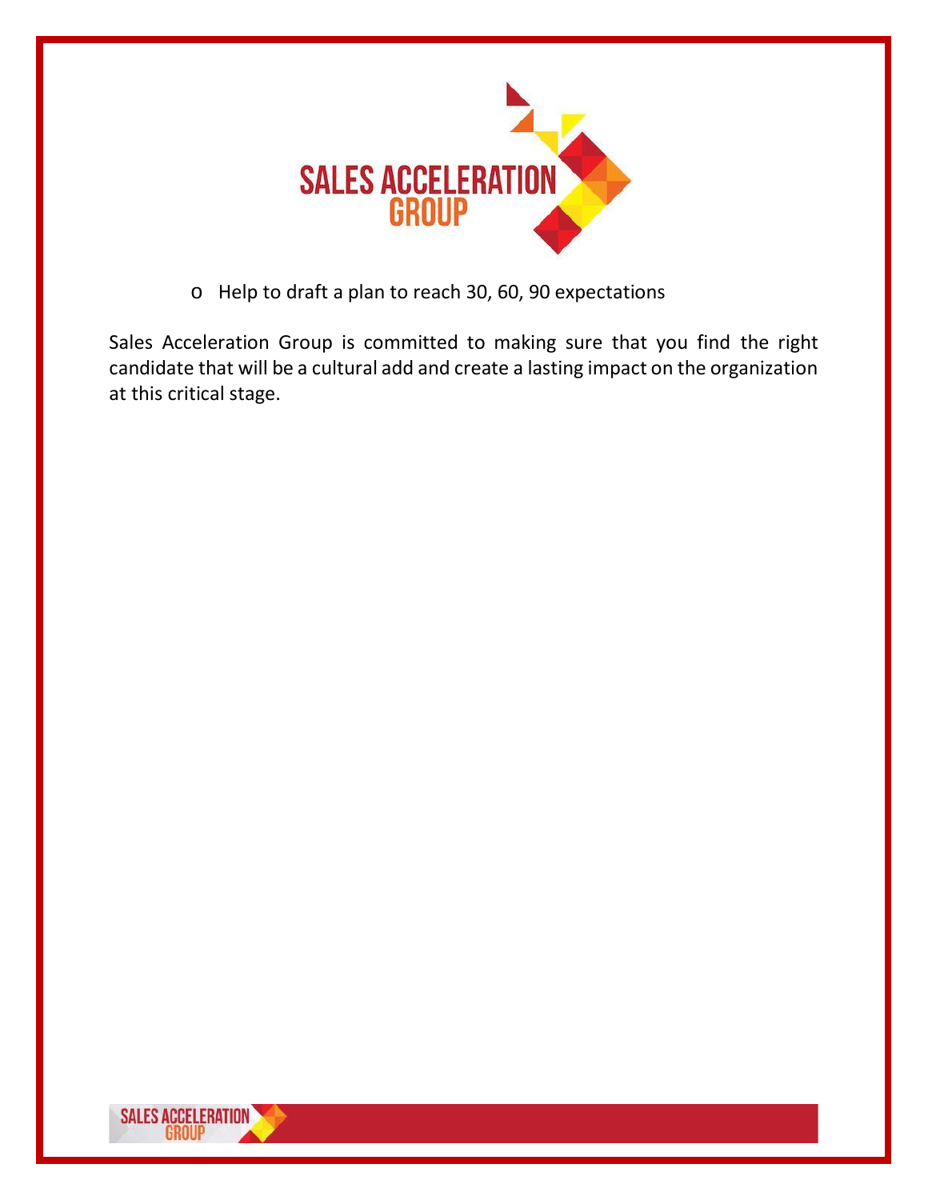- Help to draft a plan to reach 30, 60, 90 expectations

Sales Acceleration Group is committed to making sure that you find the right candidate that will be a cultural add and create a lasting impact on the organization at this critical stage.